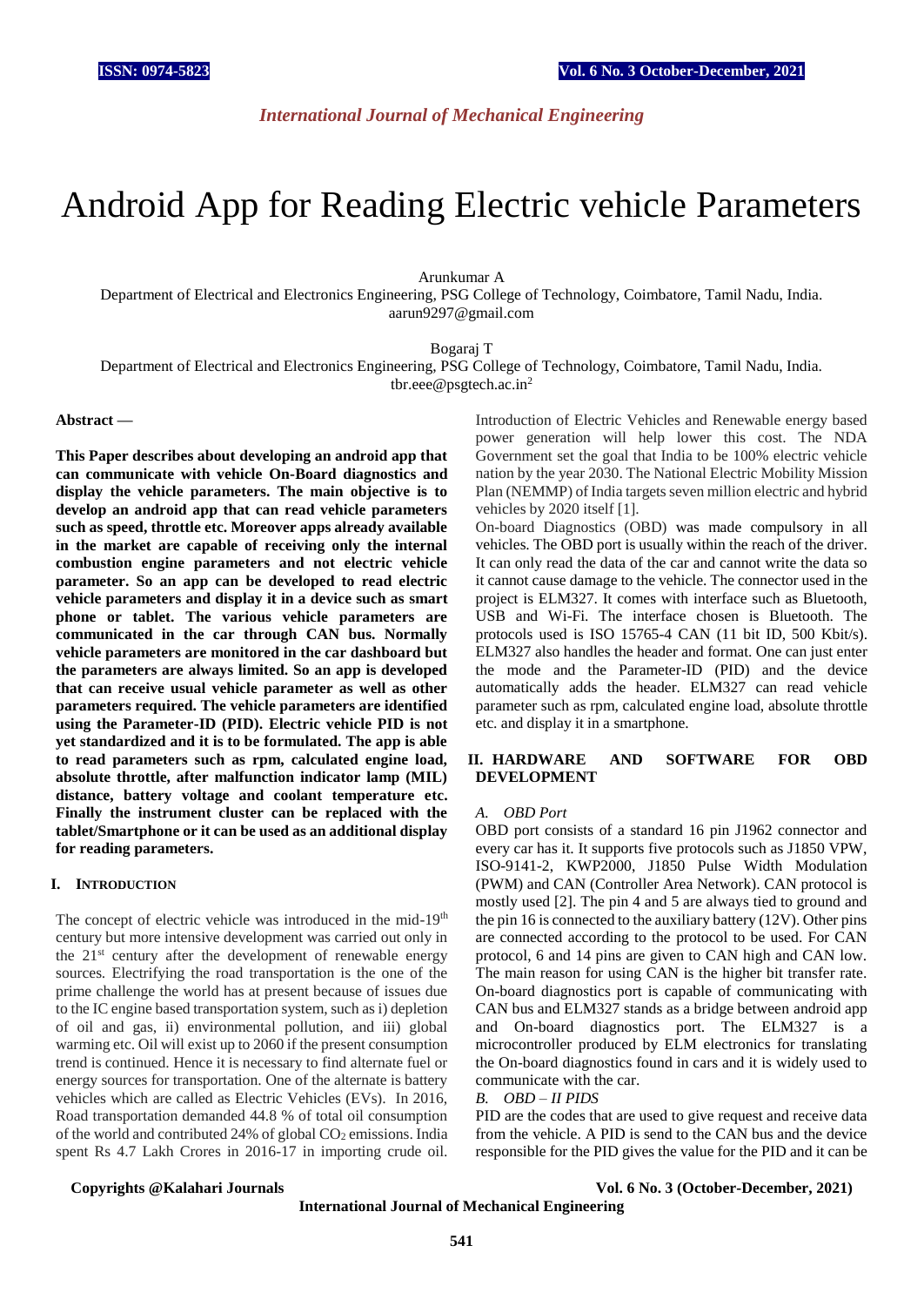# Android App for Reading Electric vehicle Parameters

Arunkumar A

Department of Electrical and Electronics Engineering, PSG College of Technology, Coimbatore, Tamil Nadu, India.
aarun9297@gmail.com

Bogaraj T

Department of Electrical and Electronics Engineering, PSG College of Technology, Coimbatore, Tamil Nadu, India.
tbr.eee@psgtech.ac.in[2]

**Abstract —**

**This Paper describes about developing an android app that can communicate with vehicle On-Board diagnostics and display the vehicle parameters. The main objective is to develop an android app that can read vehicle parameters such as speed, throttle etc. Moreover apps already available in the market are capable of receiving only the internal combustion engine parameters and not electric vehicle parameter. So an app can be developed to read electric vehicle parameters and display it in a device such as smart phone or tablet. The various vehicle parameters are communicated in the car through CAN bus. Normally vehicle parameters are monitored in the car dashboard but the parameters are always limited. So an app is developed that can receive usual vehicle parameter as well as other parameters required. The vehicle parameters are identified using the Parameter-ID (PID). Electric vehicle PID is not yet standardized and it is to be formulated. The app is able to read parameters such as rpm, calculated engine load, absolute throttle, after malfunction indicator lamp (MIL) distance, battery voltage and coolant temperature etc. Finally the instrument cluster can be replaced with the tablet/Smartphone or it can be used as an additional display for reading parameters.**

## I. Introduction

The concept of electric vehicle was introduced in the mid-19$^{th}$ century but more intensive development was carried out only in the 21$^{st}$ century after the development of renewable energy sources. Electrifying the road transportation is the one of the prime challenge the world has at present because of issues due to the IC engine based transportation system, such as i) depletion of oil and gas, ii) environmental pollution, and iii) global warming etc. Oil will exist up to 2060 if the present consumption trend is continued. Hence it is necessary to find alternate fuel or energy sources for transportation. One of the alternate is battery vehicles which are called as Electric Vehicles (EVs). In 2016, Road transportation demanded 44.8 % of total oil consumption of the world and contributed 24% of global $CO_2$ emissions. India spent Rs 4.7 Lakh Crores in 2016-17 in importing crude oil. Introduction of Electric Vehicles and Renewable energy based power generation will help lower this cost. The NDA Government set the goal that India to be 100% electric vehicle nation by the year 2030. The National Electric Mobility Mission Plan (NEMMP) of India targets seven million electric and hybrid vehicles by 2020 itself [1].

On-board Diagnostics (OBD) was made compulsory in all vehicles. The OBD port is usually within the reach of the driver. It can only read the data of the car and cannot write the data so it cannot cause damage to the vehicle. The connector used in the project is ELM327. It comes with interface such as Bluetooth, USB and Wi-Fi. The interface chosen is Bluetooth. The protocols used is ISO 15765-4 CAN (11 bit ID, 500 Kbit/s). ELM327 also handles the header and format. One can just enter the mode and the Parameter-ID (PID) and the device automatically adds the header. ELM327 can read vehicle parameter such as rpm, calculated engine load, absolute throttle etc. and display it in a smartphone.

## II. Hardware and Software for OBD Development

### *A. OBD Port*

OBD port consists of a standard 16 pin J1962 connector and every car has it. It supports five protocols such as J1850 VPW, ISO-9141-2, KWP2000, J1850 Pulse Width Modulation (PWM) and CAN (Controller Area Network). CAN protocol is mostly used [2]. The pin 4 and 5 are always tied to ground and the pin 16 is connected to the auxiliary battery (12V). Other pins are connected according to the protocol to be used. For CAN protocol, 6 and 14 pins are given to CAN high and CAN low. The main reason for using CAN is the higher bit transfer rate. On-board diagnostics port is capable of communicating with CAN bus and ELM327 stands as a bridge between android app and On-board diagnostics port. The ELM327 is a microcontroller produced by ELM electronics for translating the On-board diagnostics found in cars and it is widely used to communicate with the car.

### *B. OBD – II PIDS*

PID are the codes that are used to give request and receive data from the vehicle. A PID is send to the CAN bus and the device responsible for the PID gives the value for the PID and it can be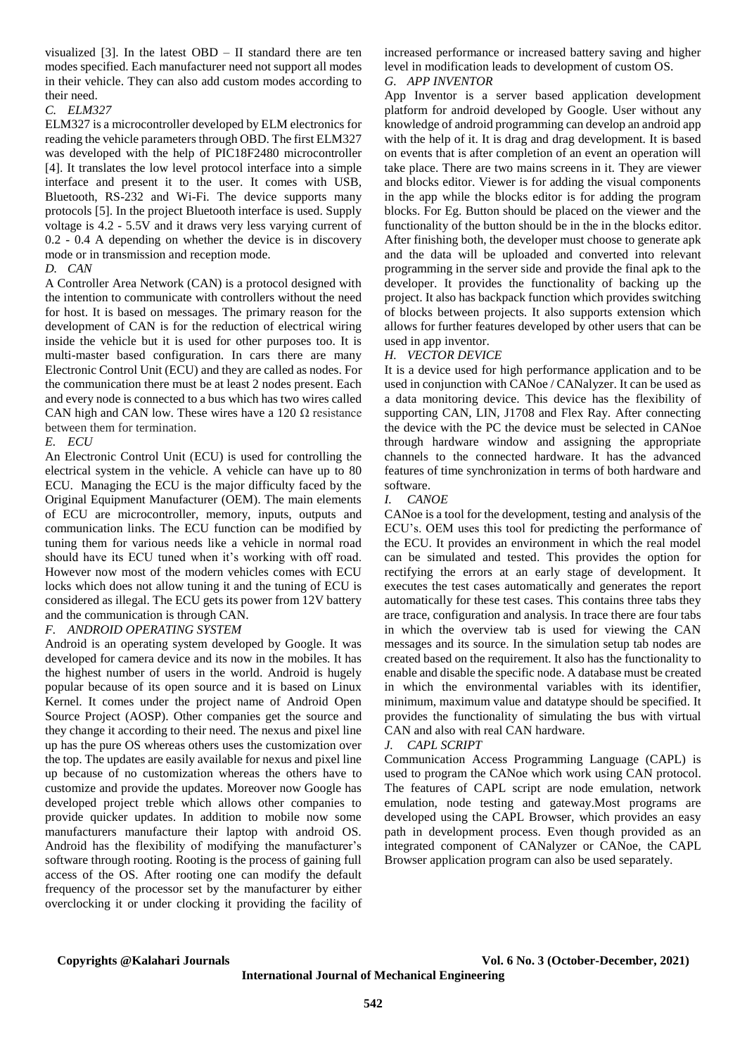visualized [3]. In the latest OBD – II standard there are ten modes specified. Each manufacturer need not support all modes in their vehicle. They can also add custom modes according to their need.

### *C. ELM327*

ELM327 is a microcontroller developed by ELM electronics for reading the vehicle parameters through OBD. The first ELM327 was developed with the help of PIC18F2480 microcontroller [4]. It translates the low level protocol interface into a simple interface and present it to the user. It comes with USB, Bluetooth, RS-232 and Wi-Fi. The device supports many protocols [5]. In the project Bluetooth interface is used. Supply voltage is 4.2 - 5.5V and it draws very less varying current of 0.2 - 0.4 A depending on whether the device is in discovery mode or in transmission and reception mode.

### *D. CAN*

A Controller Area Network (CAN) is a protocol designed with the intention to communicate with controllers without the need for host. It is based on messages. The primary reason for the development of CAN is for the reduction of electrical wiring inside the vehicle but it is used for other purposes too. It is multi-master based configuration. In cars there are many Electronic Control Unit (ECU) and they are called as nodes. For the communication there must be at least 2 nodes present. Each and every node is connected to a bus which has two wires called CAN high and CAN low. These wires have a 120 $\Omega$ resistance between them for termination.

### *E. ECU*

An Electronic Control Unit (ECU) is used for controlling the electrical system in the vehicle. A vehicle can have up to 80 ECU. Managing the ECU is the major difficulty faced by the Original Equipment Manufacturer (OEM). The main elements of ECU are microcontroller, memory, inputs, outputs and communication links. The ECU function can be modified by tuning them for various needs like a vehicle in normal road should have its ECU tuned when it's working with off road. However now most of the modern vehicles comes with ECU locks which does not allow tuning it and the tuning of ECU is considered as illegal. The ECU gets its power from 12V battery and the communication is through CAN.

### *F. ANDROID OPERATING SYSTEM*

Android is an operating system developed by Google. It was developed for camera device and its now in the mobiles. It has the highest number of users in the world. Android is hugely popular because of its open source and it is based on Linux Kernel. It comes under the project name of Android Open Source Project (AOSP). Other companies get the source and they change it according to their need. The nexus and pixel line up has the pure OS whereas others uses the customization over the top. The updates are easily available for nexus and pixel line up because of no customization whereas the others have to customize and provide the updates. Moreover now Google has developed project treble which allows other companies to provide quicker updates. In addition to mobile now some manufacturers manufacture their laptop with android OS. Android has the flexibility of modifying the manufacturer's software through rooting. Rooting is the process of gaining full access of the OS. After rooting one can modify the default frequency of the processor set by the manufacturer by either overclocking it or under clocking it providing the facility of increased performance or increased battery saving and higher level in modification leads to development of custom OS.

### *G. APP INVENTOR*

App Inventor is a server based application development platform for android developed by Google. User without any knowledge of android programming can develop an android app with the help of it. It is drag and drag development. It is based on events that is after completion of an event an operation will take place. There are two mains screens in it. They are viewer and blocks editor. Viewer is for adding the visual components in the app while the blocks editor is for adding the program blocks. For Eg. Button should be placed on the viewer and the functionality of the button should be in the in the blocks editor. After finishing both, the developer must choose to generate apk and the data will be uploaded and converted into relevant programming in the server side and provide the final apk to the developer. It provides the functionality of backing up the project. It also has backpack function which provides switching of blocks between projects. It also supports extension which allows for further features developed by other users that can be used in app inventor.

### *H. VECTOR DEVICE*

It is a device used for high performance application and to be used in conjunction with CANoe / CANalyzer. It can be used as a data monitoring device. This device has the flexibility of supporting CAN, LIN, J1708 and Flex Ray. After connecting the device with the PC the device must be selected in CANoe through hardware window and assigning the appropriate channels to the connected hardware. It has the advanced features of time synchronization in terms of both hardware and software.

### *I. CANOE*

CANoe is a tool for the development, testing and analysis of the ECU's. OEM uses this tool for predicting the performance of the ECU. It provides an environment in which the real model can be simulated and tested. This provides the option for rectifying the errors at an early stage of development. It executes the test cases automatically and generates the report automatically for these test cases. This contains three tabs they are trace, configuration and analysis. In trace there are four tabs in which the overview tab is used for viewing the CAN messages and its source. In the simulation setup tab nodes are created based on the requirement. It also has the functionality to enable and disable the specific node. A database must be created in which the environmental variables with its identifier, minimum, maximum value and datatype should be specified. It provides the functionality of simulating the bus with virtual CAN and also with real CAN hardware.

### *J. CAPL SCRIPT*

Communication Access Programming Language (CAPL) is used to program the CANoe which work using CAN protocol. The features of CAPL script are node emulation, network emulation, node testing and gateway.Most programs are developed using the CAPL Browser, which provides an easy path in development process. Even though provided as an integrated component of CANalyzer or CANoe, the CAPL Browser application program can also be used separately.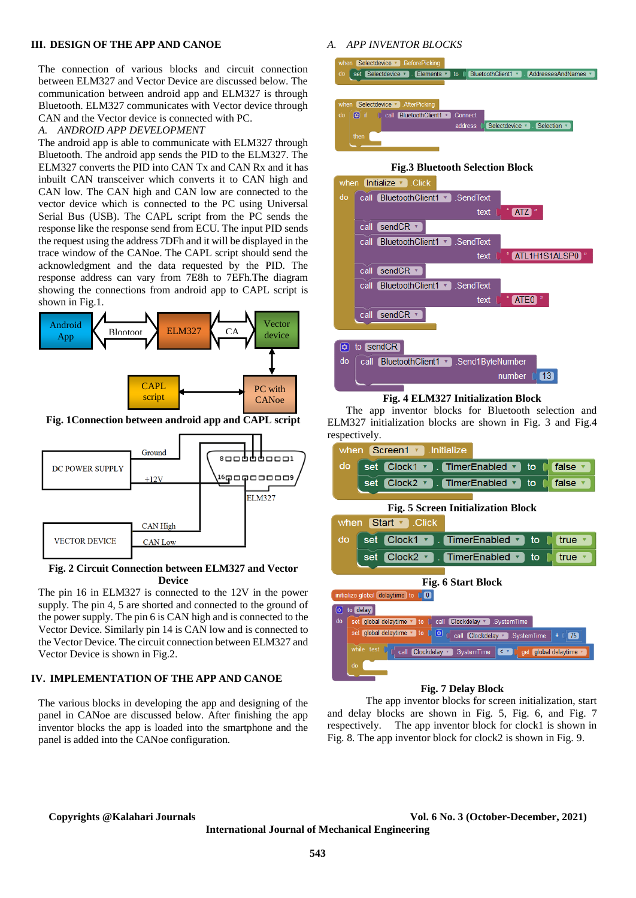## III. DESIGN OF THE APP AND CANOE

The connection of various blocks and circuit connection between ELM327 and Vector Device are discussed below. The communication between android app and ELM327 is through Bluetooth. ELM327 communicates with Vector device through CAN and the Vector device is connected with PC.

*A. ANDROID APP DEVELOPMENT*

The android app is able to communicate with ELM327 through Bluetooth. The android app sends the PID to the ELM327. The ELM327 converts the PID into CAN Tx and CAN Rx and it has inbuilt CAN transceiver which converts it to CAN high and CAN low. The CAN high and CAN low are connected to the vector device which is connected to the PC using Universal Serial Bus (USB). The CAPL script from the PC sends the response like the response send from ECU. The input PID sends the request using the address 7DFh and it will be displayed in the trace window of the CANoe. The CAPL script should send the acknowledgment and the data requested by the PID. The response address can vary from 7E8h to 7EFh.The diagram showing the connections from android app to CAPL script is shown in Fig.1.

**Fig. 1Connection between android app and CAPL script**

**Fig. 2 Circuit Connection between ELM327 and Vector Device**

The pin 16 in ELM327 is connected to the 12V in the power supply. The pin 4, 5 are shorted and connected to the ground of the power supply. The pin 6 is CAN high and is connected to the Vector Device. Similarly pin 14 is CAN low and is connected to the Vector Device. The circuit connection between ELM327 and Vector Device is shown in Fig.2.

## IV. IMPLEMENTATION OF THE APP AND CANOE

The various blocks in developing the app and designing of the panel in CANoe are discussed below. After finishing the app inventor blocks the app is loaded into the smartphone and the panel is added into the CANoe configuration.

*A. APP INVENTOR BLOCKS*

**Fig.3 Bluetooth Selection Block**

**Fig. 4 ELM327 Initialization Block**

The app inventor blocks for Bluetooth selection and ELM327 initialization blocks are shown in Fig. 3 and Fig.4 respectively.

**Fig. 5 Screen Initialization Block**

**Fig. 6 Start Block**

**Fig. 7 Delay Block**

The app inventor blocks for screen initialization, start and delay blocks are shown in Fig. 5, Fig. 6, and Fig. 7 respectively. The app inventor block for clock1 is shown in Fig. 8. The app inventor block for clock2 is shown in Fig. 9.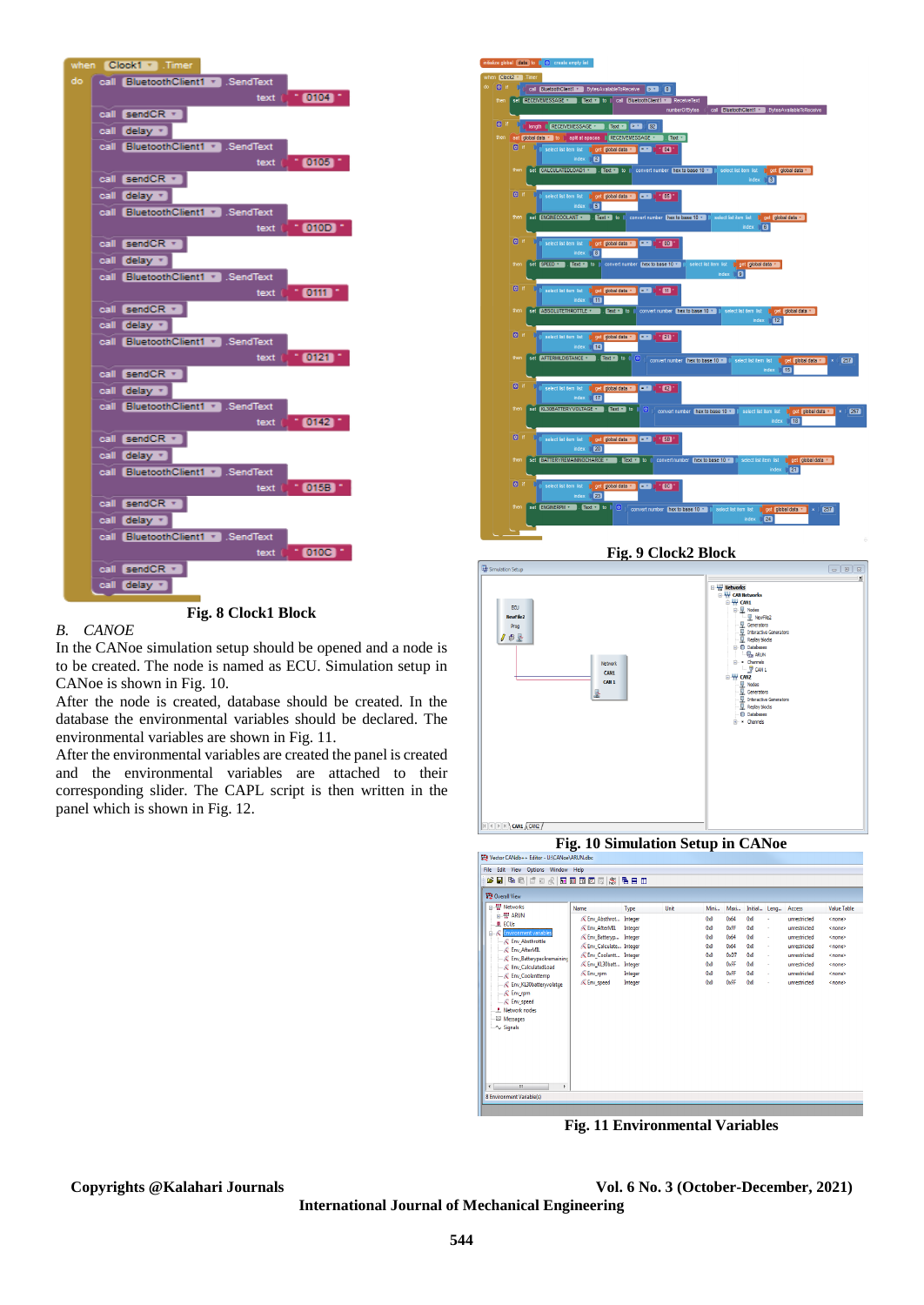Fig. 8 Clock1 Block

## B. CANOE

In the CANoe simulation setup should be opened and a node is to be created. The node is named as ECU. Simulation setup in CANoe is shown in Fig. 10.

After the node is created, database should be created. In the database the environmental variables should be declared. The environmental variables are shown in Fig. 11.

After the environmental variables are created the panel is created and the environmental variables are attached to their corresponding slider. The CAPL script is then written in the panel which is shown in Fig. 12.

Fig. 9 Clock2 Block

Fig. 10 Simulation Setup in CANoe

Fig. 11 Environmental Variables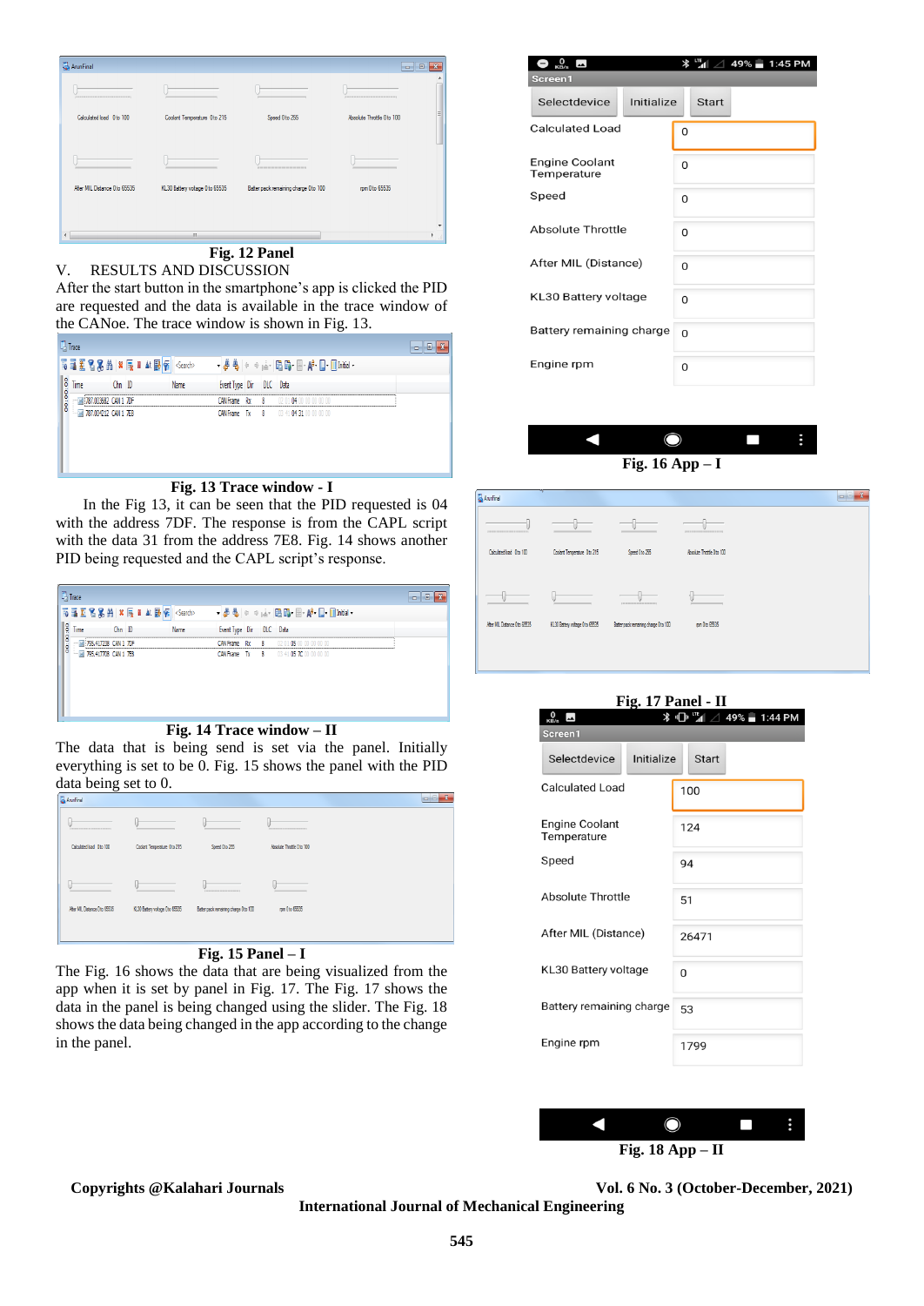Fig. 12 Panel

## V. RESULTS AND DISCUSSION

After the start button in the smartphone's app is clicked the PID are requested and the data is available in the trace window of the CANoe. The trace window is shown in Fig. 13.

Fig. 13 Trace window - I

In the Fig 13, it can be seen that the PID requested is 04 with the address 7DF. The response is from the CAPL script with the data 31 from the address 7E8. Fig. 14 shows another PID being requested and the CAPL script's response.

Fig. 14 Trace window – II

The data that is being send is set via the panel. Initially everything is set to be 0. Fig. 15 shows the panel with the PID data being set to 0.

Fig. 15 Panel – I

The Fig. 16 shows the data that are being visualized from the app when it is set by panel in Fig. 17. The Fig. 17 shows the data in the panel is being changed using the slider. The Fig. 18 shows the data being changed in the app according to the change in the panel.

Fig. 16 App – I

Fig. 17 Panel - II

Fig. 18 App – II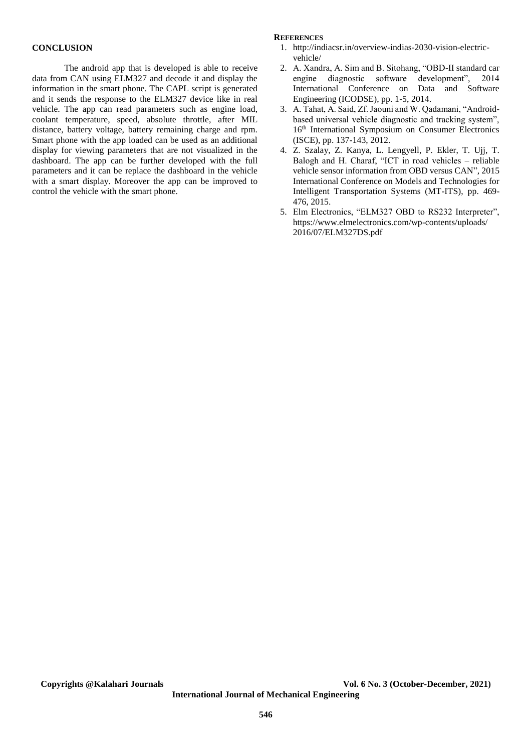## CONCLUSION

The android app that is developed is able to receive data from CAN using ELM327 and decode it and display the information in the smart phone. The CAPL script is generated and it sends the response to the ELM327 device like in real vehicle. The app can read parameters such as engine load, coolant temperature, speed, absolute throttle, after MIL distance, battery voltage, battery remaining charge and rpm. Smart phone with the app loaded can be used as an additional display for viewing parameters that are not visualized in the dashboard. The app can be further developed with the full parameters and it can be replace the dashboard in the vehicle with a smart display. Moreover the app can be improved to control the vehicle with the smart phone.

## REFERENCES

1. http://indiacsr.in/overview-indias-2030-vision-electric-vehicle/
2. A. Xandra, A. Sim and B. Sitohang, "OBD-II standard car engine diagnostic software development", 2014 International Conference on Data and Software Engineering (ICODSE), pp. 1-5, 2014.
3. A. Tahat, A. Said, Zf. Jaouni and W. Qadamani, "Android-based universal vehicle diagnostic and tracking system", 16th International Symposium on Consumer Electronics (ISCE), pp. 137-143, 2012.
4. Z. Szalay, Z. Kanya, L. Lengyell, P. Ekler, T. Ujj, T. Balogh and H. Charaf, "ICT in road vehicles – reliable vehicle sensor information from OBD versus CAN", 2015 International Conference on Models and Technologies for Intelligent Transportation Systems (MT-ITS), pp. 469-476, 2015.
5. Elm Electronics, "ELM327 OBD to RS232 Interpreter", https://www.elmelectronics.com/wp-contents/uploads/2016/07/ELM327DS.pdf